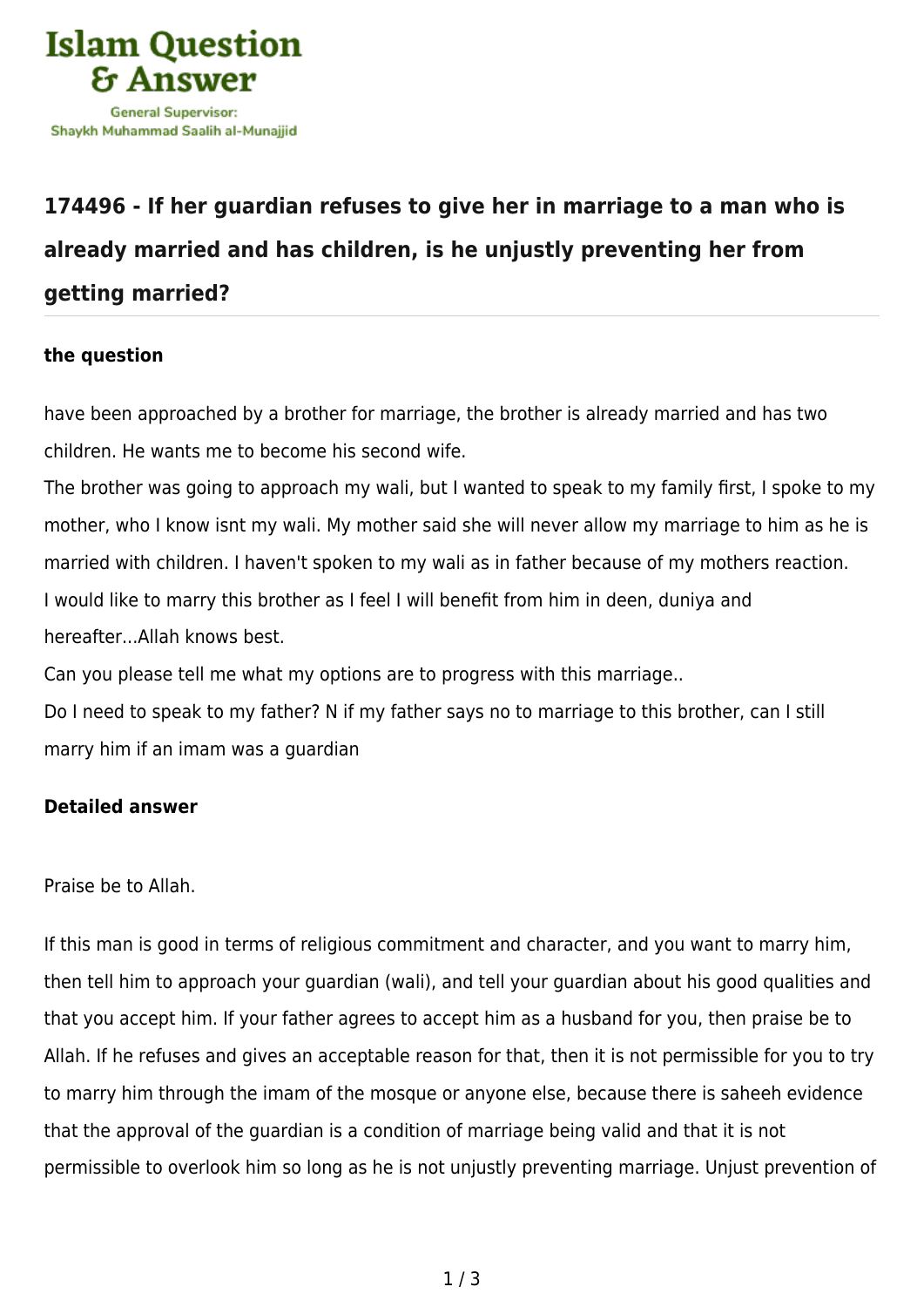# Islam Question & Answer

General Supervisor:
Shaykh Muhammad Saalih al-Munajjid

## 174496 - If her guardian refuses to give her in marriage to a man who is already married and has children, is he unjustly preventing her from getting married?

### the question

have been approached by a brother for marriage, the brother is already married and has two children. He wants me to become his second wife.

The brother was going to approach my wali, but I wanted to speak to my family first, I spoke to my mother, who I know isnt my wali. My mother said she will never allow my marriage to him as he is married with children. I haven't spoken to my wali as in father because of my mothers reaction.

I would like to marry this brother as I feel I will benefit from him in deen, duniya and hereafter...Allah knows best.

Can you please tell me what my options are to progress with this marriage..

Do I need to speak to my father? N if my father says no to marriage to this brother, can I still marry him if an imam was a guardian

### Detailed answer

Praise be to Allah.

If this man is good in terms of religious commitment and character, and you want to marry him, then tell him to approach your guardian (wali), and tell your guardian about his good qualities and that you accept him. If your father agrees to accept him as a husband for you, then praise be to Allah. If he refuses and gives an acceptable reason for that, then it is not permissible for you to try to marry him through the imam of the mosque or anyone else, because there is saheeh evidence that the approval of the guardian is a condition of marriage being valid and that it is not permissible to overlook him so long as he is not unjustly preventing marriage. Unjust prevention of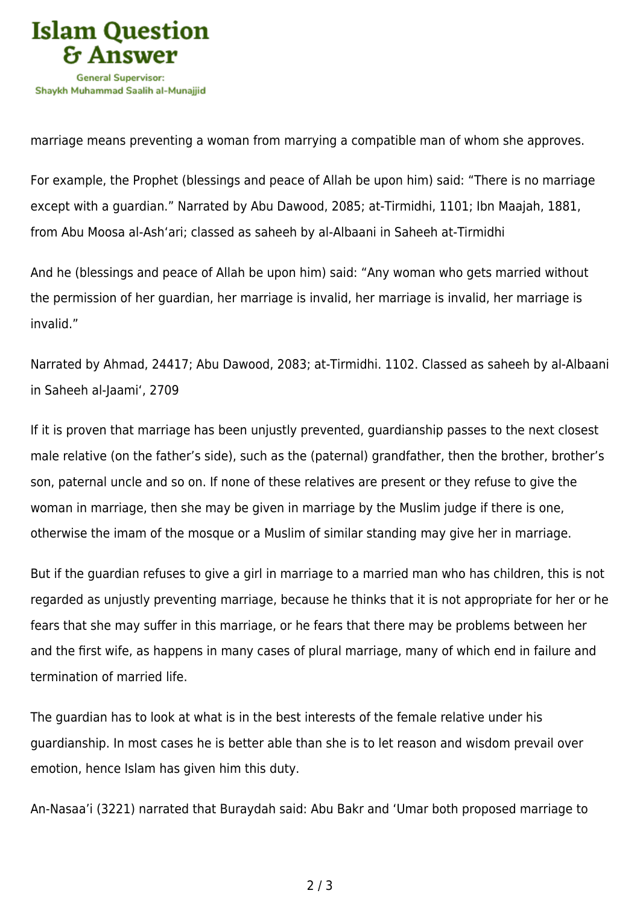marriage means preventing a woman from marrying a compatible man of whom she approves.

For example, the Prophet (blessings and peace of Allah be upon him) said: "There is no marriage except with a guardian." Narrated by Abu Dawood, 2085; at-Tirmidhi, 1101; Ibn Maajah, 1881, from Abu Moosa al-Ash'ari; classed as saheeh by al-Albaani in Saheeh at-Tirmidhi

And he (blessings and peace of Allah be upon him) said: "Any woman who gets married without the permission of her guardian, her marriage is invalid, her marriage is invalid, her marriage is invalid."

Narrated by Ahmad, 24417; Abu Dawood, 2083; at-Tirmidhi. 1102. Classed as saheeh by al-Albaani in Saheeh al-Jaami', 2709

If it is proven that marriage has been unjustly prevented, guardianship passes to the next closest male relative (on the father's side), such as the (paternal) grandfather, then the brother, brother's son, paternal uncle and so on. If none of these relatives are present or they refuse to give the woman in marriage, then she may be given in marriage by the Muslim judge if there is one, otherwise the imam of the mosque or a Muslim of similar standing may give her in marriage.

But if the guardian refuses to give a girl in marriage to a married man who has children, this is not regarded as unjustly preventing marriage, because he thinks that it is not appropriate for her or he fears that she may suffer in this marriage, or he fears that there may be problems between her and the first wife, as happens in many cases of plural marriage, many of which end in failure and termination of married life.

The guardian has to look at what is in the best interests of the female relative under his guardianship. In most cases he is better able than she is to let reason and wisdom prevail over emotion, hence Islam has given him this duty.

An-Nasaa'i (3221) narrated that Buraydah said: Abu Bakr and 'Umar both proposed marriage to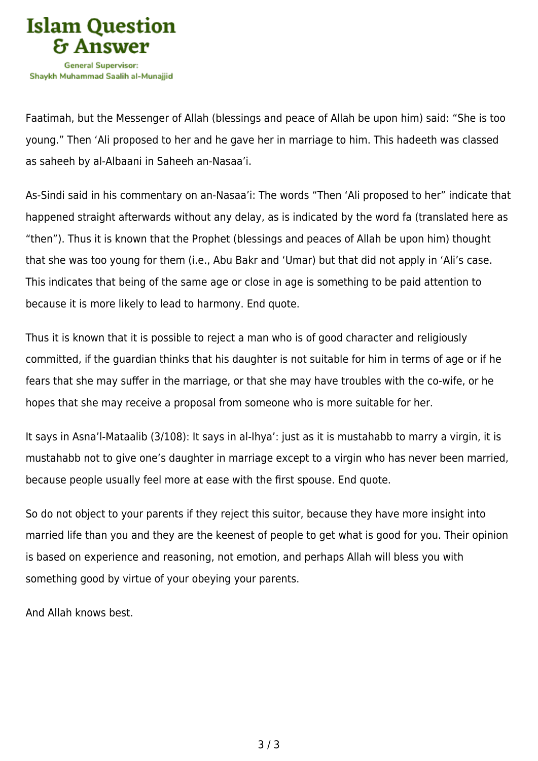Faatimah, but the Messenger of Allah (blessings and peace of Allah be upon him) said: "She is too young." Then 'Ali proposed to her and he gave her in marriage to him. This hadeeth was classed as saheeh by al-Albaani in Saheeh an-Nasaa'i.

As-Sindi said in his commentary on an-Nasaa'i: The words "Then 'Ali proposed to her" indicate that happened straight afterwards without any delay, as is indicated by the word fa (translated here as "then"). Thus it is known that the Prophet (blessings and peaces of Allah be upon him) thought that she was too young for them (i.e., Abu Bakr and 'Umar) but that did not apply in 'Ali's case. This indicates that being of the same age or close in age is something to be paid attention to because it is more likely to lead to harmony. End quote.

Thus it is known that it is possible to reject a man who is of good character and religiously committed, if the guardian thinks that his daughter is not suitable for him in terms of age or if he fears that she may suffer in the marriage, or that she may have troubles with the co-wife, or he hopes that she may receive a proposal from someone who is more suitable for her.

It says in Asna'l-Mataalib (3/108): It says in al-Ihya': just as it is mustahabb to marry a virgin, it is mustahabb not to give one's daughter in marriage except to a virgin who has never been married, because people usually feel more at ease with the first spouse. End quote.

So do not object to your parents if they reject this suitor, because they have more insight into married life than you and they are the keenest of people to get what is good for you. Their opinion is based on experience and reasoning, not emotion, and perhaps Allah will bless you with something good by virtue of your obeying your parents.

And Allah knows best.